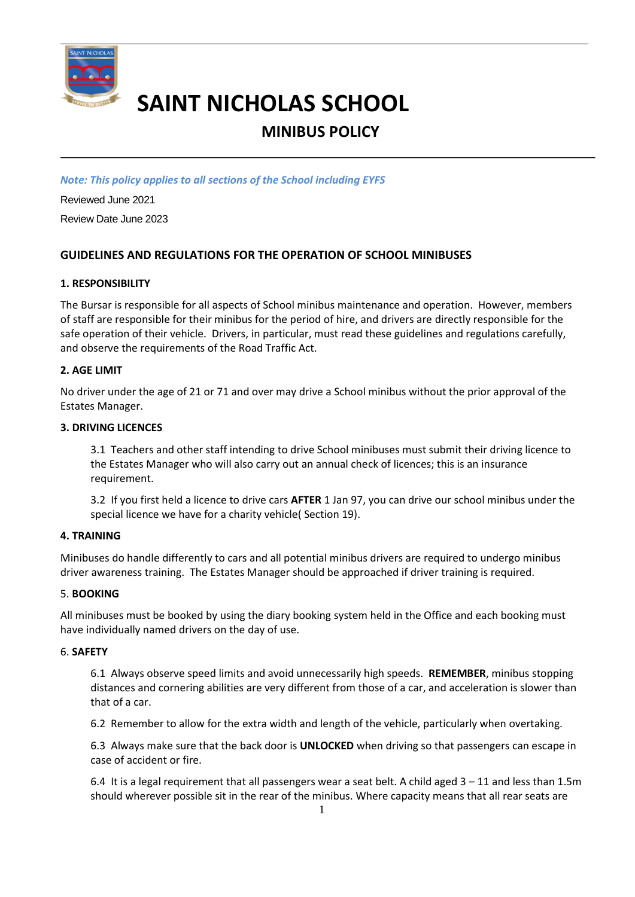# SAINT NICHOLAS SCHOOL

## MINIBUS POLICY

***Note: This policy applies to all sections of the School including EYFS***

Reviewed June 2021

Review Date June 2023

### GUIDELINES AND REGULATIONS FOR THE OPERATION OF SCHOOL MINIBUSES

**1. RESPONSIBILITY**

The Bursar is responsible for all aspects of School minibus maintenance and operation. However, members of staff are responsible for their minibus for the period of hire, and drivers are directly responsible for the safe operation of their vehicle. Drivers, in particular, must read these guidelines and regulations carefully, and observe the requirements of the Road Traffic Act.

**2. AGE LIMIT**

No driver under the age of 21 or 71 and over may drive a School minibus without the prior approval of the Estates Manager.

**3. DRIVING LICENCES**

3.1 Teachers and other staff intending to drive School minibuses must submit their driving licence to the Estates Manager who will also carry out an annual check of licences; this is an insurance requirement.

3.2 If you first held a licence to drive cars **AFTER** 1 Jan 97, you can drive our school minibus under the special licence we have for a charity vehicle( Section 19).

**4. TRAINING**

Minibuses do handle differently to cars and all potential minibus drivers are required to undergo minibus driver awareness training. The Estates Manager should be approached if driver training is required.

5. **BOOKING**

All minibuses must be booked by using the diary booking system held in the Office and each booking must have individually named drivers on the day of use.

6. **SAFETY**

6.1 Always observe speed limits and avoid unnecessarily high speeds. **REMEMBER**, minibus stopping distances and cornering abilities are very different from those of a car, and acceleration is slower than that of a car.

6.2 Remember to allow for the extra width and length of the vehicle, particularly when overtaking.

6.3 Always make sure that the back door is **UNLOCKED** when driving so that passengers can escape in case of accident or fire.

6.4 It is a legal requirement that all passengers wear a seat belt. A child aged 3 – 11 and less than 1.5m should wherever possible sit in the rear of the minibus. Where capacity means that all rear seats are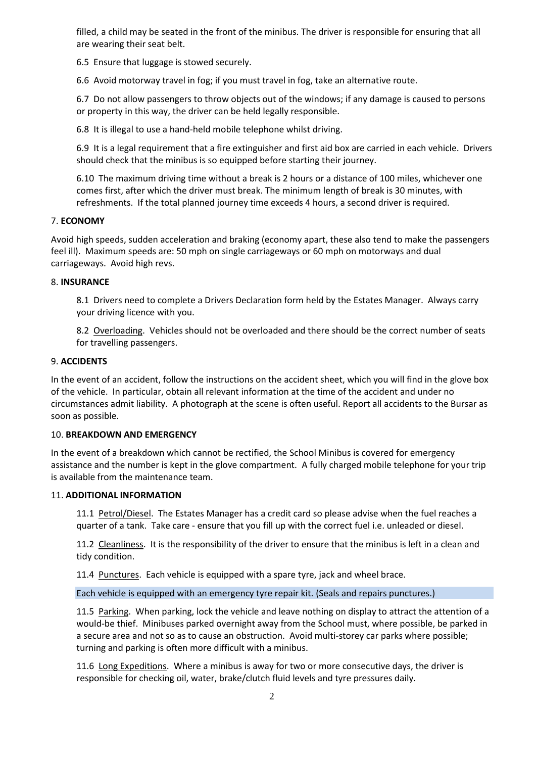filled, a child may be seated in the front of the minibus. The driver is responsible for ensuring that all are wearing their seat belt.

6.5 Ensure that luggage is stowed securely.

6.6 Avoid motorway travel in fog; if you must travel in fog, take an alternative route.

6.7 Do not allow passengers to throw objects out of the windows; if any damage is caused to persons or property in this way, the driver can be held legally responsible.

6.8 It is illegal to use a hand-held mobile telephone whilst driving.

6.9 It is a legal requirement that a fire extinguisher and first aid box are carried in each vehicle. Drivers should check that the minibus is so equipped before starting their journey.

6.10 The maximum driving time without a break is 2 hours or a distance of 100 miles, whichever one comes first, after which the driver must break. The minimum length of break is 30 minutes, with refreshments. If the total planned journey time exceeds 4 hours, a second driver is required.

## 7. ECONOMY

Avoid high speeds, sudden acceleration and braking (economy apart, these also tend to make the passengers feel ill). Maximum speeds are: 50 mph on single carriageways or 60 mph on motorways and dual carriageways. Avoid high revs.

## 8. INSURANCE

8.1 Drivers need to complete a Drivers Declaration form held by the Estates Manager. Always carry your driving licence with you.

8.2 Overloading. Vehicles should not be overloaded and there should be the correct number of seats for travelling passengers.

## 9. ACCIDENTS

In the event of an accident, follow the instructions on the accident sheet, which you will find in the glove box of the vehicle. In particular, obtain all relevant information at the time of the accident and under no circumstances admit liability. A photograph at the scene is often useful. Report all accidents to the Bursar as soon as possible.

## 10. BREAKDOWN AND EMERGENCY

In the event of a breakdown which cannot be rectified, the School Minibus is covered for emergency assistance and the number is kept in the glove compartment. A fully charged mobile telephone for your trip is available from the maintenance team.

## 11. ADDITIONAL INFORMATION

11.1 Petrol/Diesel. The Estates Manager has a credit card so please advise when the fuel reaches a quarter of a tank. Take care - ensure that you fill up with the correct fuel i.e. unleaded or diesel.

11.2 Cleanliness. It is the responsibility of the driver to ensure that the minibus is left in a clean and tidy condition.

11.4 Punctures. Each vehicle is equipped with a spare tyre, jack and wheel brace.

Each vehicle is equipped with an emergency tyre repair kit. (Seals and repairs punctures.)

11.5 Parking. When parking, lock the vehicle and leave nothing on display to attract the attention of a would-be thief. Minibuses parked overnight away from the School must, where possible, be parked in a secure area and not so as to cause an obstruction. Avoid multi-storey car parks where possible; turning and parking is often more difficult with a minibus.

11.6 Long Expeditions. Where a minibus is away for two or more consecutive days, the driver is responsible for checking oil, water, brake/clutch fluid levels and tyre pressures daily.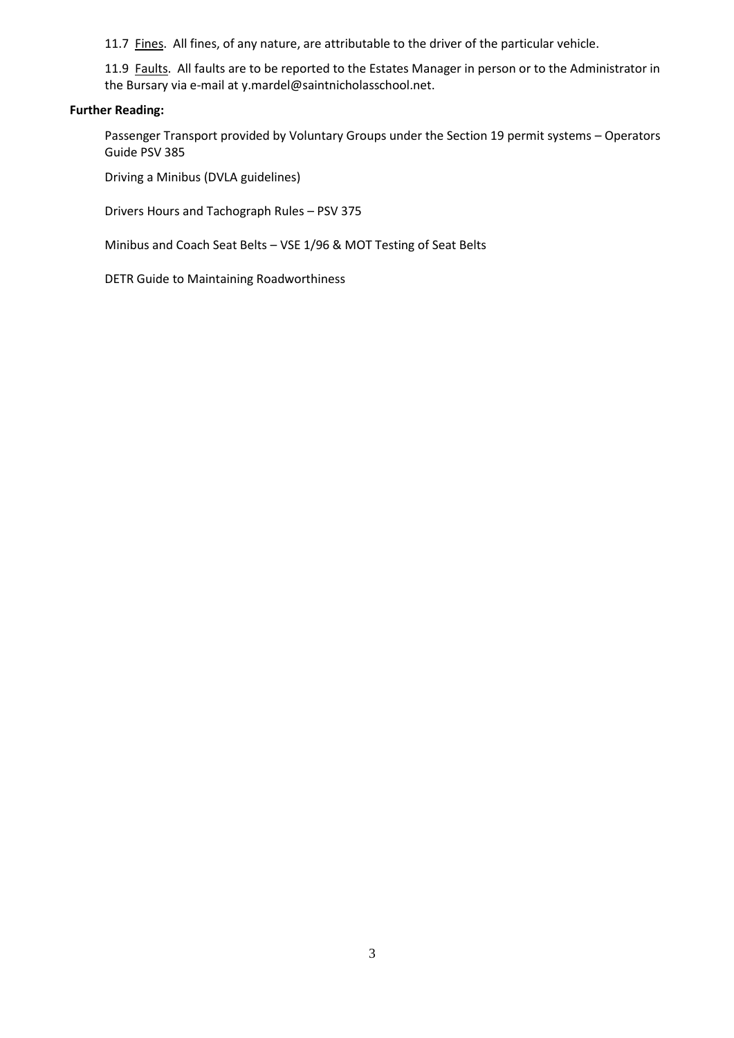11.7 Fines. All fines, of any nature, are attributable to the driver of the particular vehicle.

11.9 Faults. All faults are to be reported to the Estates Manager in person or to the Administrator in the Bursary via e-mail at y.mardel@saintnicholasschool.net.

**Further Reading:**

Passenger Transport provided by Voluntary Groups under the Section 19 permit systems – Operators Guide PSV 385

Driving a Minibus (DVLA guidelines)

Drivers Hours and Tachograph Rules – PSV 375

Minibus and Coach Seat Belts – VSE 1/96 & MOT Testing of Seat Belts

DETR Guide to Maintaining Roadworthiness